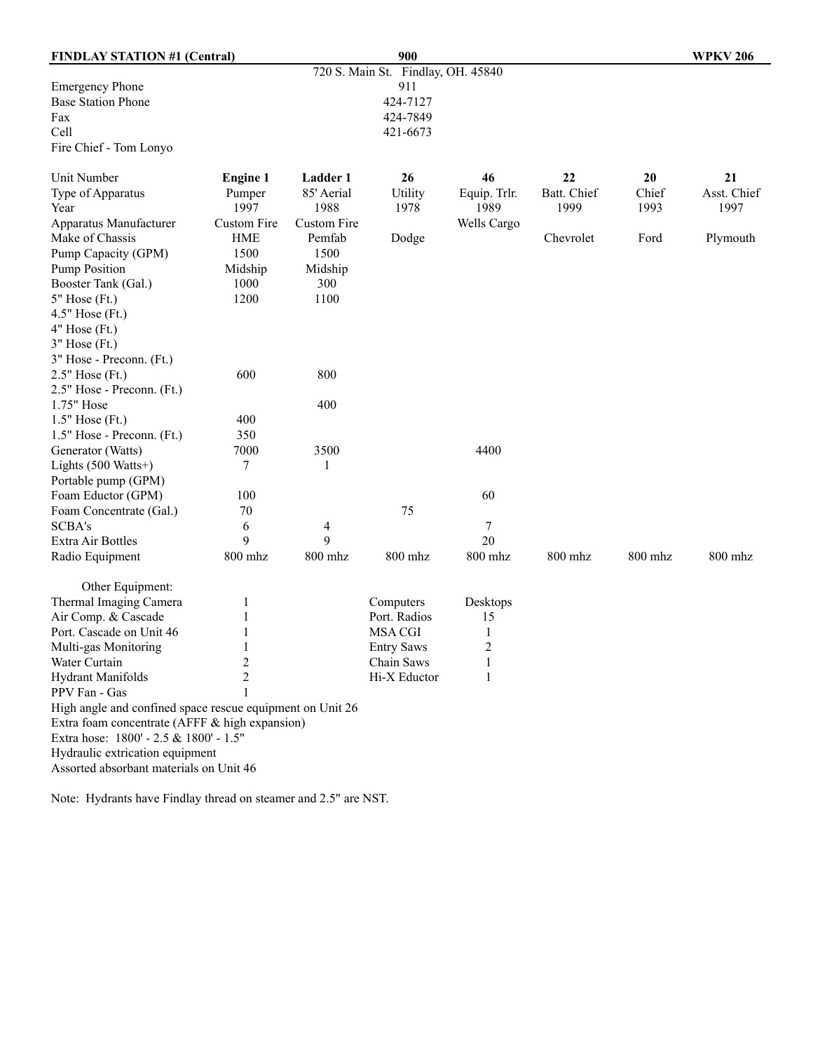**FINDLAY STATION #1 (Central)** **900** **WPKV 206**

720 S. Main St. Findlay, OH. 45840

| | |
|---|---|
| Emergency Phone | 911 |
| Base Station Phone | 424-7127 |
| Fax | 424-7849 |
| Cell | 421-6673 |
| Fire Chief - Tom Lonyo | |

| Unit Number | **Engine 1** | **Ladder 1** | **26** | **46** | **22** | **20** | **21** |
|---|---|---|---|---|---|---|---|
| Type of Apparatus | Pumper | 85' Aerial | Utility | Equip. Trlr. | Batt. Chief | Chief | Asst. Chief |
| Year | 1997 | 1988 | 1978 | 1989 | 1999 | 1993 | 1997 |
| Apparatus Manufacturer | Custom Fire | Custom Fire | | Wells Cargo | | | |
| Make of Chassis | HME | Pemfab | Dodge | | Chevrolet | Ford | Plymouth |
| Pump Capacity (GPM) | 1500 | 1500 | | | | | |
| Pump Position | Midship | Midship | | | | | |
| Booster Tank (Gal.) | 1000 | 300 | | | | | |
| 5" Hose (Ft.) | 1200 | 1100 | | | | | |
| 4.5" Hose (Ft.) | | | | | | | |
| 4" Hose (Ft.) | | | | | | | |
| 3" Hose (Ft.) | | | | | | | |
| 3" Hose - Preconn. (Ft.) | | | | | | | |
| 2.5" Hose (Ft.) | 600 | 800 | | | | | |
| 2.5" Hose - Preconn. (Ft.) | | | | | | | |
| 1.75" Hose | | 400 | | | | | |
| 1.5" Hose (Ft.) | 400 | | | | | | |
| 1.5" Hose - Preconn. (Ft.) | 350 | | | | | | |
| Generator (Watts) | 7000 | 3500 | | 4400 | | | |
| Lights (500 Watts+) | 7 | 1 | | | | | |
| Portable pump (GPM) | | | | | | | |
| Foam Eductor (GPM) | 100 | | | 60 | | | |
| Foam Concentrate (Gal.) | 70 | | 75 | | | | |
| SCBA's | 6 | 4 | | 7 | | | |
| Extra Air Bottles | 9 | 9 | | 20 | | | |
| Radio Equipment | 800 mhz | 800 mhz | 800 mhz | 800 mhz | 800 mhz | 800 mhz | 800 mhz |

Other Equipment:

| | | | |
|---|---|---|---|
| Thermal Imaging Camera | 1 | Computers | Desktops |
| Air Comp. & Cascade | 1 | Port. Radios | 15 |
| Port. Cascade on Unit 46 | 1 | MSA CGI | 1 |
| Multi-gas Monitoring | 1 | Entry Saws | 2 |
| Water Curtain | 2 | Chain Saws | 1 |
| Hydrant Manifolds | 2 | Hi-X Eductor | 1 |
| PPV Fan - Gas | 1 | | |

High angle and confined space rescue equipment on Unit 26
Extra foam concentrate (AFFF & high expansion)
Extra hose: 1800' - 2.5 & 1800' - 1.5"
Hydraulic extrication equipment
Assorted absorbant materials on Unit 46

Note: Hydrants have Findlay thread on steamer and 2.5" are NST.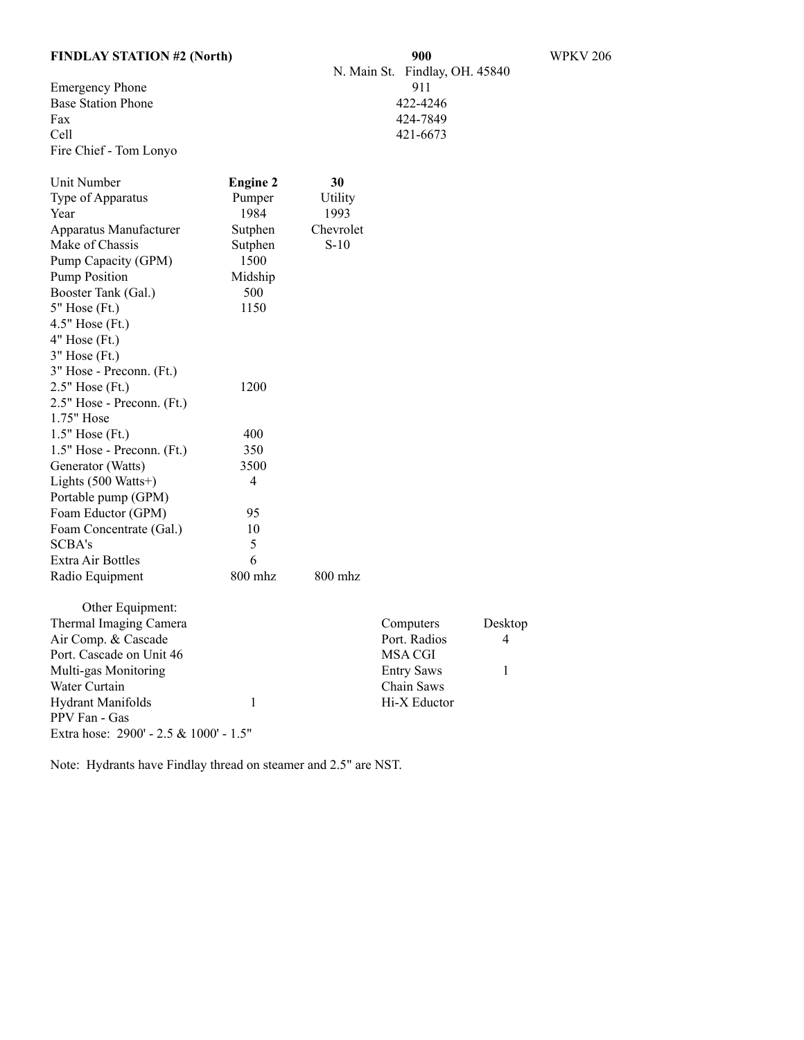**FINDLAY STATION #2 (North)** **900** N. Main St. Findlay, OH. 45840 WPKV 206

| | |
|---|---|
| Emergency Phone | 911 |
| Base Station Phone | 422-4246 |
| Fax | 424-7849 |
| Cell | 421-6673 |
| Fire Chief - Tom Lonyo | |

| Unit Number | **Engine 2** | **30** |
|---|---|---|
| Type of Apparatus | Pumper | Utility |
| Year | 1984 | 1993 |
| Apparatus Manufacturer | Sutphen | Chevrolet |
| Make of Chassis | Sutphen | S-10 |
| Pump Capacity (GPM) | 1500 | |
| Pump Position | Midship | |
| Booster Tank (Gal.) | 500 | |
| 5" Hose (Ft.) | 1150 | |
| 4.5" Hose (Ft.) | | |
| 4" Hose (Ft.) | | |
| 3" Hose (Ft.) | | |
| 3" Hose - Preconn. (Ft.) | | |
| 2.5" Hose (Ft.) | 1200 | |
| 2.5" Hose - Preconn. (Ft.) | | |
| 1.75" Hose | | |
| 1.5" Hose (Ft.) | 400 | |
| 1.5" Hose - Preconn. (Ft.) | 350 | |
| Generator (Watts) | 3500 | |
| Lights (500 Watts+) | 4 | |
| Portable pump (GPM) | | |
| Foam Eductor (GPM) | 95 | |
| Foam Concentrate (Gal.) | 10 | |
| SCBA's | 5 | |
| Extra Air Bottles | 6 | |
| Radio Equipment | 800 mhz | 800 mhz |

Other Equipment:

| | | | |
|---|---|---|---|
| Thermal Imaging Camera | | Computers | Desktop |
| Air Comp. & Cascade | | Port. Radios | 4 |
| Port. Cascade on Unit 46 | | MSA CGI | |
| Multi-gas Monitoring | | Entry Saws | 1 |
| Water Curtain | | Chain Saws | |
| Hydrant Manifolds | 1 | Hi-X Eductor | |
| PPV Fan - Gas | | | |

Extra hose: 2900' - 2.5 & 1000' - 1.5"

Note: Hydrants have Findlay thread on steamer and 2.5" are NST.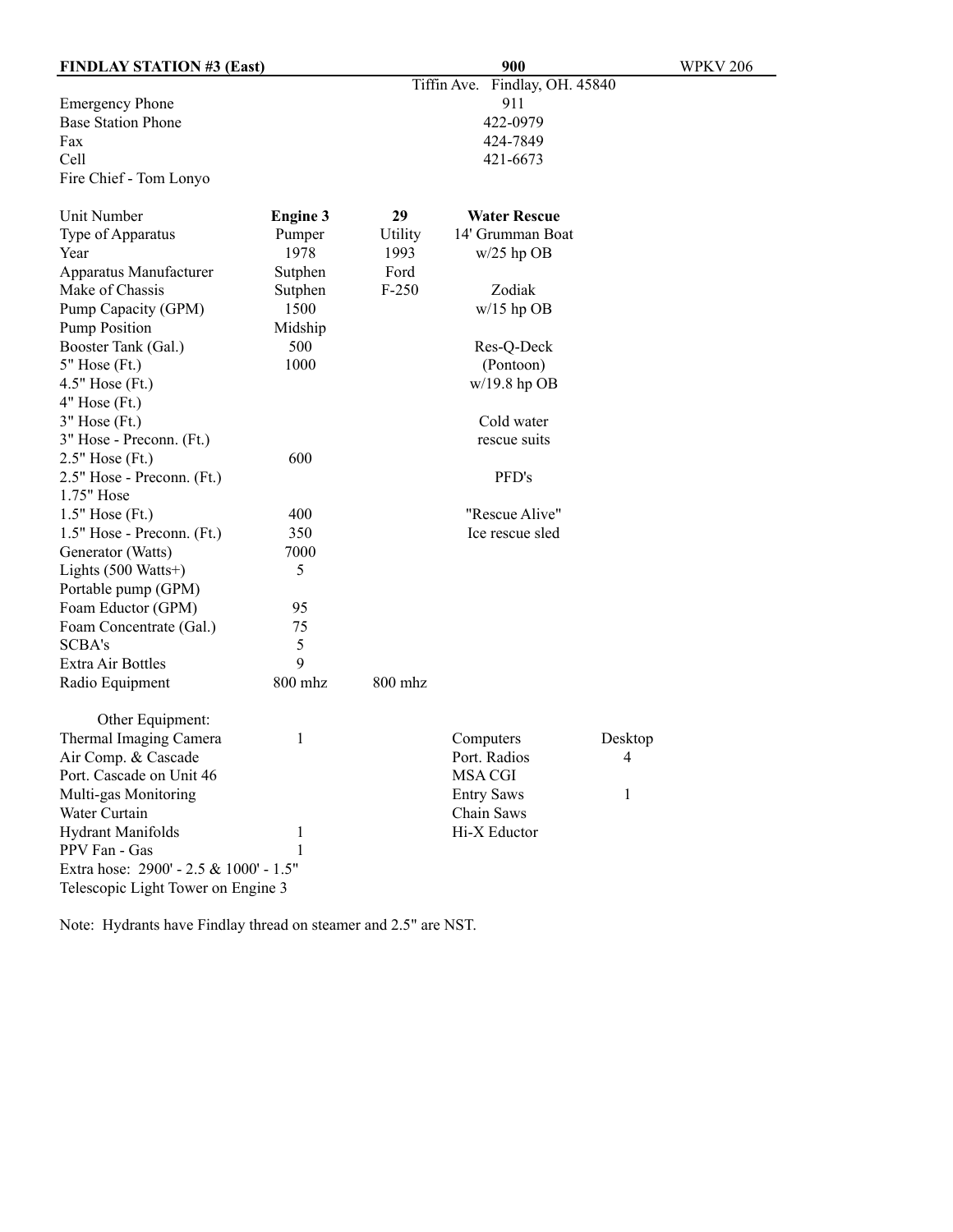**FINDLAY STATION #3 (East)** **900** WPKV 206

Tiffin Ave. Findlay, OH. 45840

| | |
|---|---|
| Emergency Phone | 911 |
| Base Station Phone | 422-0979 |
| Fax | 424-7849 |
| Cell | 421-6673 |
| Fire Chief - Tom Lonyo | |

| Unit Number | **Engine 3** | **29** | **Water Rescue** |
|---|---|---|---|
| Type of Apparatus | Pumper | Utility | 14' Grumman Boat |
| Year | 1978 | 1993 | w/25 hp OB |
| Apparatus Manufacturer | Sutphen | Ford | |
| Make of Chassis | Sutphen | F-250 | Zodiak |
| Pump Capacity (GPM) | 1500 | | w/15 hp OB |
| Pump Position | Midship | | |
| Booster Tank (Gal.) | 500 | | Res-Q-Deck |
| 5" Hose (Ft.) | 1000 | | (Pontoon) |
| 4.5" Hose (Ft.) | | | w/19.8 hp OB |
| 4" Hose (Ft.) | | | |
| 3" Hose (Ft.) | | | Cold water |
| 3" Hose - Preconn. (Ft.) | | | rescue suits |
| 2.5" Hose (Ft.) | 600 | | |
| 2.5" Hose - Preconn. (Ft.) | | | PFD's |
| 1.75" Hose | | | |
| 1.5" Hose (Ft.) | 400 | | "Rescue Alive" |
| 1.5" Hose - Preconn. (Ft.) | 350 | | Ice rescue sled |
| Generator (Watts) | 7000 | | |
| Lights (500 Watts+) | 5 | | |
| Portable pump (GPM) | | | |
| Foam Eductor (GPM) | 95 | | |
| Foam Concentrate (Gal.) | 75 | | |
| SCBA's | 5 | | |
| Extra Air Bottles | 9 | | |
| Radio Equipment | 800 mhz | 800 mhz | |

Other Equipment:

| | | | |
|---|---|---|---|
| Thermal Imaging Camera | 1 | Computers | Desktop |
| Air Comp. & Cascade | | Port. Radios | 4 |
| Port. Cascade on Unit 46 | | MSA CGI | |
| Multi-gas Monitoring | | Entry Saws | 1 |
| Water Curtain | | Chain Saws | |
| Hydrant Manifolds | 1 | Hi-X Eductor | |
| PPV Fan - Gas | 1 | | |

Extra hose: 2900' - 2.5 & 1000' - 1.5"

Telescopic Light Tower on Engine 3

Note: Hydrants have Findlay thread on steamer and 2.5" are NST.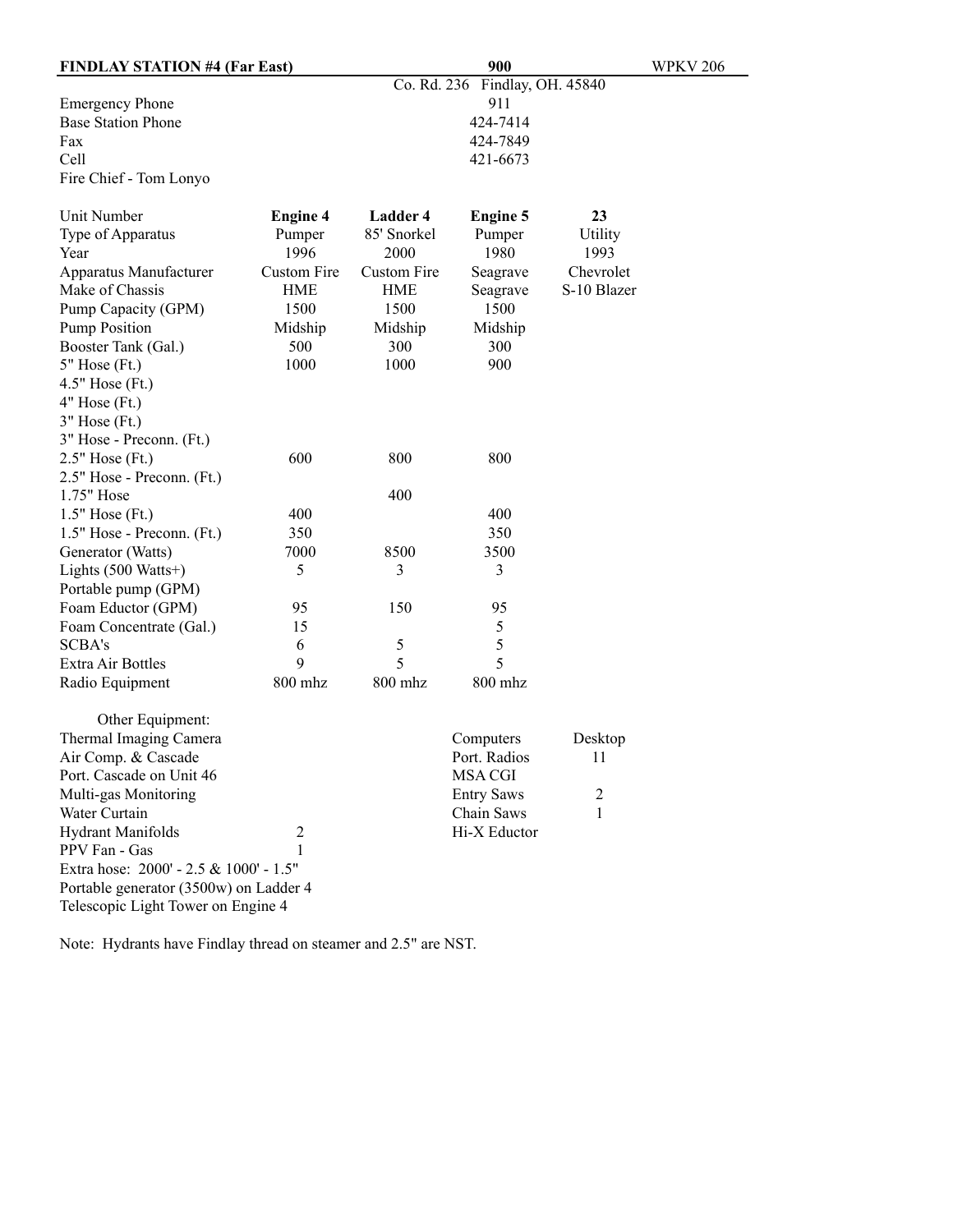**FINDLAY STATION #4 (Far East)** **900** WPKV 206

Co. Rd. 236 Findlay, OH. 45840

| | |
|---|---|
| Emergency Phone | 911 |
| Base Station Phone | 424-7414 |
| Fax | 424-7849 |
| Cell | 421-6673 |
| Fire Chief - Tom Lonyo | |

| Unit Number | **Engine 4** | **Ladder 4** | **Engine 5** | **23** |
|---|---|---|---|---|
| Type of Apparatus | Pumper | 85' Snorkel | Pumper | Utility |
| Year | 1996 | 2000 | 1980 | 1993 |
| Apparatus Manufacturer | Custom Fire | Custom Fire | Seagrave | Chevrolet |
| Make of Chassis | HME | HME | Seagrave | S-10 Blazer |
| Pump Capacity (GPM) | 1500 | 1500 | 1500 | |
| Pump Position | Midship | Midship | Midship | |
| Booster Tank (Gal.) | 500 | 300 | 300 | |
| 5" Hose (Ft.) | 1000 | 1000 | 900 | |
| 4.5" Hose (Ft.) | | | | |
| 4" Hose (Ft.) | | | | |
| 3" Hose (Ft.) | | | | |
| 3" Hose - Preconn. (Ft.) | | | | |
| 2.5" Hose (Ft.) | 600 | 800 | 800 | |
| 2.5" Hose - Preconn. (Ft.) | | | | |
| 1.75" Hose | | 400 | | |
| 1.5" Hose (Ft.) | 400 | | 400 | |
| 1.5" Hose - Preconn. (Ft.) | 350 | | 350 | |
| Generator (Watts) | 7000 | 8500 | 3500 | |
| Lights (500 Watts+) | 5 | 3 | 3 | |
| Portable pump (GPM) | | | | |
| Foam Eductor (GPM) | 95 | 150 | 95 | |
| Foam Concentrate (Gal.) | 15 | | 5 | |
| SCBA's | 6 | 5 | 5 | |
| Extra Air Bottles | 9 | 5 | 5 | |
| Radio Equipment | 800 mhz | 800 mhz | 800 mhz | |

Other Equipment:

| | | | |
|---|---|---|---|
| Thermal Imaging Camera | | Computers | Desktop |
| Air Comp. & Cascade | | Port. Radios | 11 |
| Port. Cascade on Unit 46 | | MSA CGI | |
| Multi-gas Monitoring | | Entry Saws | 2 |
| Water Curtain | | Chain Saws | 1 |
| Hydrant Manifolds | 2 | Hi-X Eductor | |
| PPV Fan - Gas | 1 | | |

Extra hose: 2000' - 2.5 & 1000' - 1.5"

Portable generator (3500w) on Ladder 4

Telescopic Light Tower on Engine 4

Note: Hydrants have Findlay thread on steamer and 2.5" are NST.